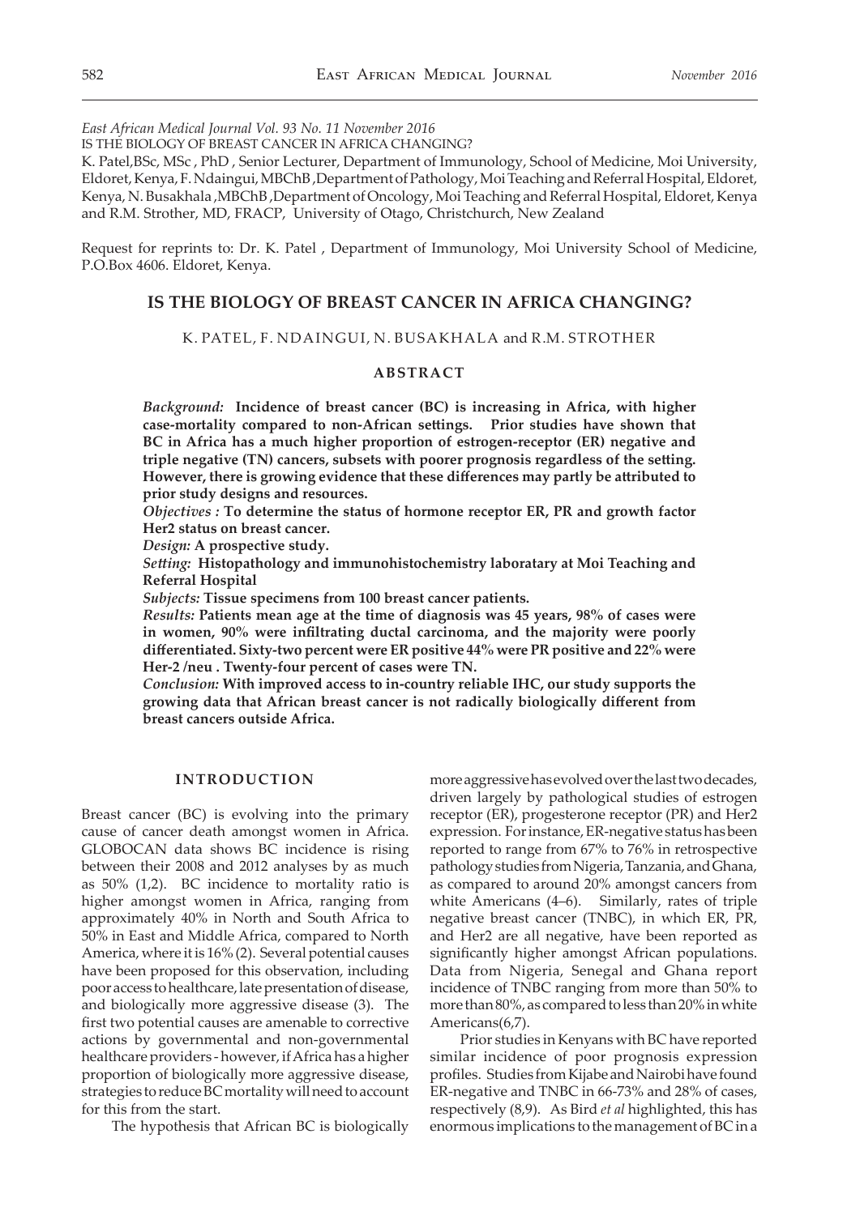*East African Medical Journal Vol. 93 No. 11 November 2016*
IS THE BIOLOGY OF BREAST CANCER IN AFRICA CHANGING?

K. Patel,BSc, MSc , PhD , Senior Lecturer, Department of Immunology, School of Medicine, Moi University, Eldoret, Kenya, F. Ndaingui, MBChB ,Department of Pathology, Moi Teaching and Referral Hospital, Eldoret, Kenya, N. Busakhala ,MBChB ,Department of Oncology, Moi Teaching and Referral Hospital, Eldoret, Kenya and R.M. Strother, MD, FRACP, University of Otago, Christchurch, New Zealand

Request for reprints to: Dr. K. Patel , Department of Immunology, Moi University School of Medicine, P.O.Box 4606. Eldoret, Kenya.

# IS THE BIOLOGY OF BREAST CANCER IN AFRICA CHANGING?

K. PATEL, F. NDAINGUI, N. BUSAKHALA and R.M. STROTHER

## ABSTRACT

*Background:* **Incidence of breast cancer (BC) is increasing in Africa, with higher case-mortality compared to non-African settings. Prior studies have shown that BC in Africa has a much higher proportion of estrogen-receptor (ER) negative and triple negative (TN) cancers, subsets with poorer prognosis regardless of the setting. However, there is growing evidence that these differences may partly be attributed to prior study designs and resources.**

*Objectives :* **To determine the status of hormone receptor ER, PR and growth factor Her2 status on breast cancer.**

*Design:* **A prospective study.**

*Setting:* **Histopathology and immunohistochemistry laboratary at Moi Teaching and Referral Hospital**

*Subjects:* **Tissue specimens from 100 breast cancer patients.**

*Results:* **Patients mean age at the time of diagnosis was 45 years, 98% of cases were in women, 90% were infiltrating ductal carcinoma, and the majority were poorly differentiated. Sixty-two percent were ER positive 44% were PR positive and 22% were Her-2 /neu . Twenty-four percent of cases were TN.**

*Conclusion:* **With improved access to in-country reliable IHC, our study supports the growing data that African breast cancer is not radically biologically different from breast cancers outside Africa.**

## INTRODUCTION

Breast cancer (BC) is evolving into the primary cause of cancer death amongst women in Africa. GLOBOCAN data shows BC incidence is rising between their 2008 and 2012 analyses by as much as 50% (1,2). BC incidence to mortality ratio is higher amongst women in Africa, ranging from approximately 40% in North and South Africa to 50% in East and Middle Africa, compared to North America, where it is 16% (2). Several potential causes have been proposed for this observation, including poor access to healthcare, late presentation of disease, and biologically more aggressive disease (3). The first two potential causes are amenable to corrective actions by governmental and non-governmental healthcare providers - however, if Africa has a higher proportion of biologically more aggressive disease, strategies to reduce BC mortality will need to account for this from the start.

The hypothesis that African BC is biologically more aggressive has evolved over the last two decades, driven largely by pathological studies of estrogen receptor (ER), progesterone receptor (PR) and Her2 expression. For instance, ER-negative status has been reported to range from 67% to 76% in retrospective pathology studies from Nigeria, Tanzania, and Ghana, as compared to around 20% amongst cancers from white Americans (4–6). Similarly, rates of triple negative breast cancer (TNBC), in which ER, PR, and Her2 are all negative, have been reported as significantly higher amongst African populations. Data from Nigeria, Senegal and Ghana report incidence of TNBC ranging from more than 50% to more than 80%, as compared to less than 20% in white Americans(6,7).

Prior studies in Kenyans with BC have reported similar incidence of poor prognosis expression profiles. Studies from Kijabe and Nairobi have found ER-negative and TNBC in 66-73% and 28% of cases, respectively (8,9). As Bird *et al* highlighted, this has enormous implications to the management of BC in a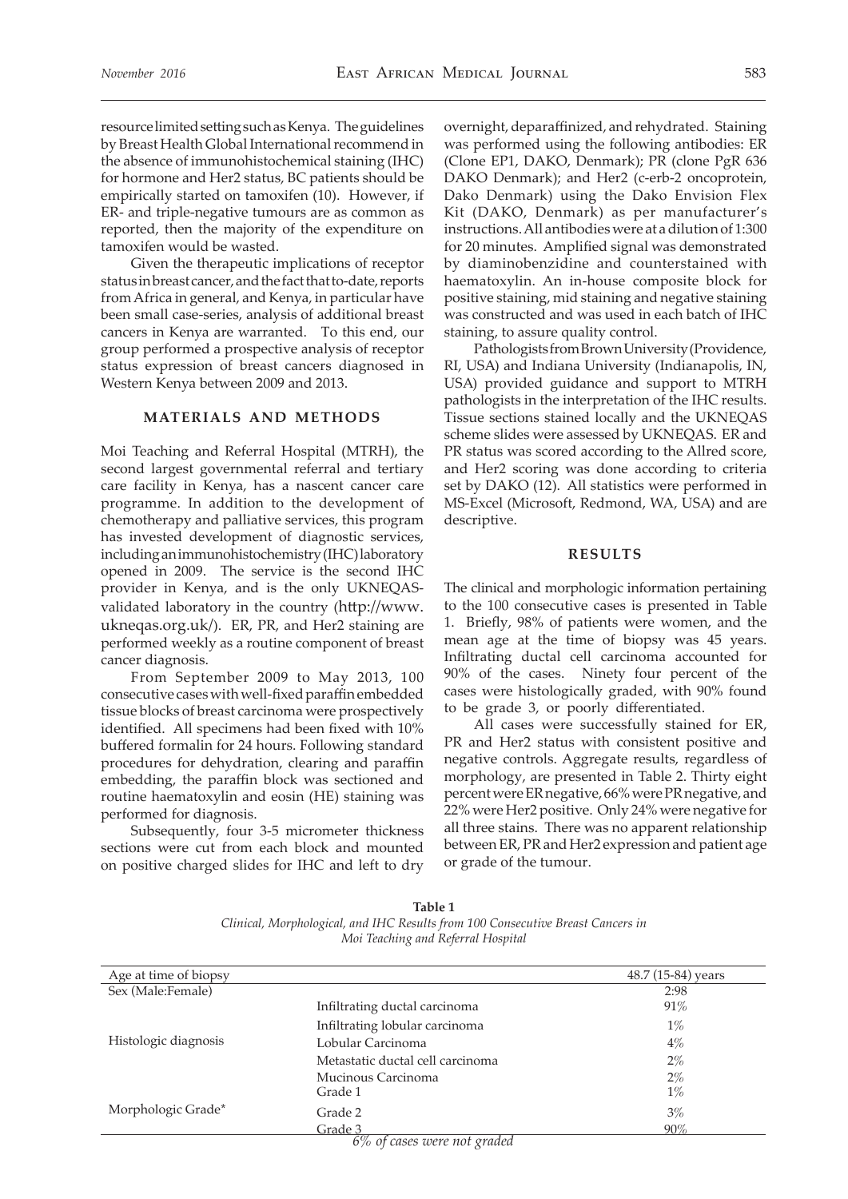resource limited setting such as Kenya. The guidelines by Breast Health Global International recommend in the absence of immunohistochemical staining (IHC) for hormone and Her2 status, BC patients should be empirically started on tamoxifen (10). However, if ER- and triple-negative tumours are as common as reported, then the majority of the expenditure on tamoxifen would be wasted.

Given the therapeutic implications of receptor status in breast cancer, and the fact that to-date, reports from Africa in general, and Kenya, in particular have been small case-series, analysis of additional breast cancers in Kenya are warranted. To this end, our group performed a prospective analysis of receptor status expression of breast cancers diagnosed in Western Kenya between 2009 and 2013.

## MATERIALS AND METHODS

Moi Teaching and Referral Hospital (MTRH), the second largest governmental referral and tertiary care facility in Kenya, has a nascent cancer care programme. In addition to the development of chemotherapy and palliative services, this program has invested development of diagnostic services, including an immunohistochemistry (IHC) laboratory opened in 2009. The service is the second IHC provider in Kenya, and is the only UKNEQAS-validated laboratory in the country (http://www.ukneqas.org.uk/). ER, PR, and Her2 staining are performed weekly as a routine component of breast cancer diagnosis.

From September 2009 to May 2013, 100 consecutive cases with well-fixed paraffin embedded tissue blocks of breast carcinoma were prospectively identified. All specimens had been fixed with 10% buffered formalin for 24 hours. Following standard procedures for dehydration, clearing and paraffin embedding, the paraffin block was sectioned and routine haematoxylin and eosin (HE) staining was performed for diagnosis.

Subsequently, four 3-5 micrometer thickness sections were cut from each block and mounted on positive charged slides for IHC and left to dry overnight, deparaffinized, and rehydrated. Staining was performed using the following antibodies: ER (Clone EP1, DAKO, Denmark); PR (clone PgR 636 DAKO Denmark); and Her2 (c-erb-2 oncoprotein, Dako Denmark) using the Dako Envision Flex Kit (DAKO, Denmark) as per manufacturer's instructions. All antibodies were at a dilution of 1:300 for 20 minutes. Amplified signal was demonstrated by diaminobenzidine and counterstained with haematoxylin. An in-house composite block for positive staining, mid staining and negative staining was constructed and was used in each batch of IHC staining, to assure quality control.

Pathologists from Brown University (Providence, RI, USA) and Indiana University (Indianapolis, IN, USA) provided guidance and support to MTRH pathologists in the interpretation of the IHC results. Tissue sections stained locally and the UKNEQAS scheme slides were assessed by UKNEQAS. ER and PR status was scored according to the Allred score, and Her2 scoring was done according to criteria set by DAKO (12). All statistics were performed in MS-Excel (Microsoft, Redmond, WA, USA) and are descriptive.

## RESULTS

The clinical and morphologic information pertaining to the 100 consecutive cases is presented in Table 1. Briefly, 98% of patients were women, and the mean age at the time of biopsy was 45 years. Infiltrating ductal cell carcinoma accounted for 90% of the cases. Ninety four percent of the cases were histologically graded, with 90% found to be grade 3, or poorly differentiated.

All cases were successfully stained for ER, PR and Her2 status with consistent positive and negative controls. Aggregate results, regardless of morphology, are presented in Table 2. Thirty eight percent were ER negative, 66% were PR negative, and 22% were Her2 positive. Only 24% were negative for all three stains. There was no apparent relationship between ER, PR and Her2 expression and patient age or grade of the tumour.

**Table 1**
*Clinical, Morphological, and IHC Results from 100 Consecutive Breast Cancers in Moi Teaching and Referral Hospital*

| Age at time of biopsy | | 48.7 (15-84) years |
|---|---|---|
| Sex (Male:Female) | | 2:98 |
| Histologic diagnosis | Infiltrating ductal carcinoma | 91% |
| | Infiltrating lobular carcinoma | 1% |
| | Lobular Carcinoma | 4% |
| | Metastatic ductal cell carcinoma | 2% |
| | Mucinous Carcinoma | 2% |
| Morphologic Grade* | Grade 1 | 1% |
| | Grade 2 | 3% |
| | Grade 3 | 90% |

*6% of cases were not graded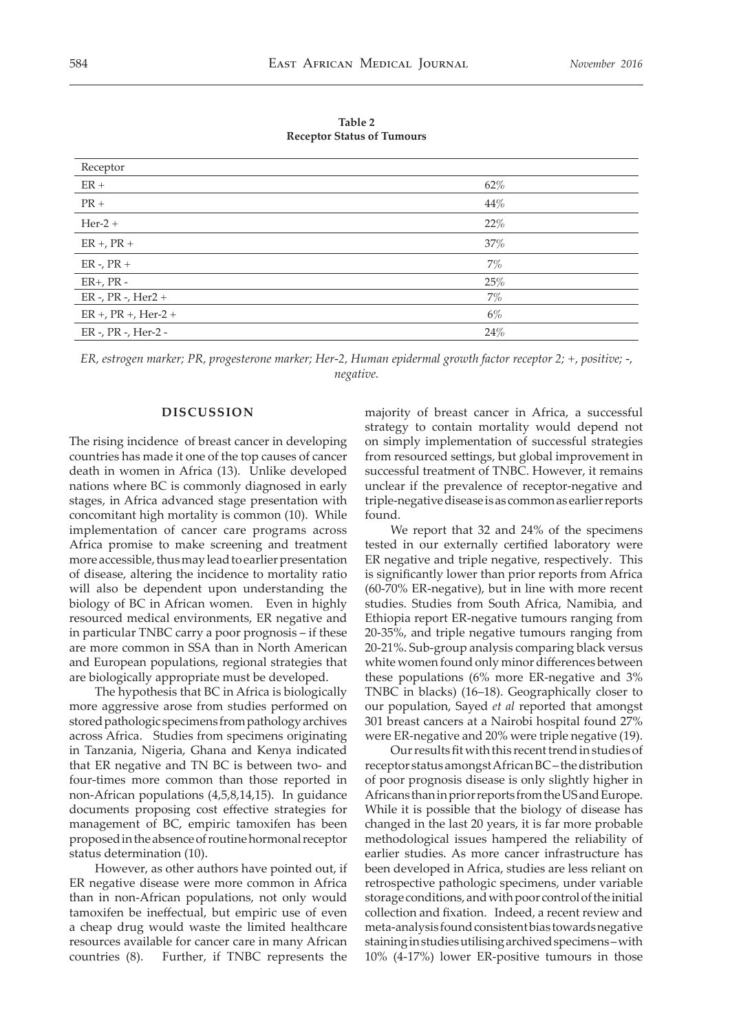**Table 2**
**Receptor Status of Tumours**

| Receptor | |
|---|---|
| ER + | 62% |
| PR + | 44% |
| Her-2 + | 22% |
| ER +, PR + | 37% |
| ER -, PR + | 7% |
| ER+, PR - | 25% |
| ER -, PR -, Her2 + | 7% |
| ER +, PR +, Her-2 + | 6% |
| ER -, PR -, Her-2 - | 24% |

*ER, estrogen marker; PR, progesterone marker; Her-2, Human epidermal growth factor receptor 2; +, positive; -, negative.*

## DISCUSSION

The rising incidence of breast cancer in developing countries has made it one of the top causes of cancer death in women in Africa (13). Unlike developed nations where BC is commonly diagnosed in early stages, in Africa advanced stage presentation with concomitant high mortality is common (10). While implementation of cancer care programs across Africa promise to make screening and treatment more accessible, thus may lead to earlier presentation of disease, altering the incidence to mortality ratio will also be dependent upon understanding the biology of BC in African women. Even in highly resourced medical environments, ER negative and in particular TNBC carry a poor prognosis – if these are more common in SSA than in North American and European populations, regional strategies that are biologically appropriate must be developed.

The hypothesis that BC in Africa is biologically more aggressive arose from studies performed on stored pathologic specimens from pathology archives across Africa. Studies from specimens originating in Tanzania, Nigeria, Ghana and Kenya indicated that ER negative and TN BC is between two- and four-times more common than those reported in non-African populations (4,5,8,14,15). In guidance documents proposing cost effective strategies for management of BC, empiric tamoxifen has been proposed in the absence of routine hormonal receptor status determination (10).

However, as other authors have pointed out, if ER negative disease were more common in Africa than in non-African populations, not only would tamoxifen be ineffectual, but empiric use of even a cheap drug would waste the limited healthcare resources available for cancer care in many African countries (8). Further, if TNBC represents the majority of breast cancer in Africa, a successful strategy to contain mortality would depend not on simply implementation of successful strategies from resourced settings, but global improvement in successful treatment of TNBC. However, it remains unclear if the prevalence of receptor-negative and triple-negative disease is as common as earlier reports found.

We report that 32 and 24% of the specimens tested in our externally certified laboratory were ER negative and triple negative, respectively. This is significantly lower than prior reports from Africa (60-70% ER-negative), but in line with more recent studies. Studies from South Africa, Namibia, and Ethiopia report ER-negative tumours ranging from 20-35%, and triple negative tumours ranging from 20-21%. Sub-group analysis comparing black versus white women found only minor differences between these populations (6% more ER-negative and 3% TNBC in blacks) (16–18). Geographically closer to our population, Sayed *et al* reported that amongst 301 breast cancers at a Nairobi hospital found 27% were ER-negative and 20% were triple negative (19).

Our results fit with this recent trend in studies of receptor status amongst African BC – the distribution of poor prognosis disease is only slightly higher in Africans than in prior reports from the US and Europe. While it is possible that the biology of disease has changed in the last 20 years, it is far more probable methodological issues hampered the reliability of earlier studies. As more cancer infrastructure has been developed in Africa, studies are less reliant on retrospective pathologic specimens, under variable storage conditions, and with poor control of the initial collection and fixation. Indeed, a recent review and meta-analysis found consistent bias towards negative staining in studies utilising archived specimens – with 10% (4-17%) lower ER-positive tumours in those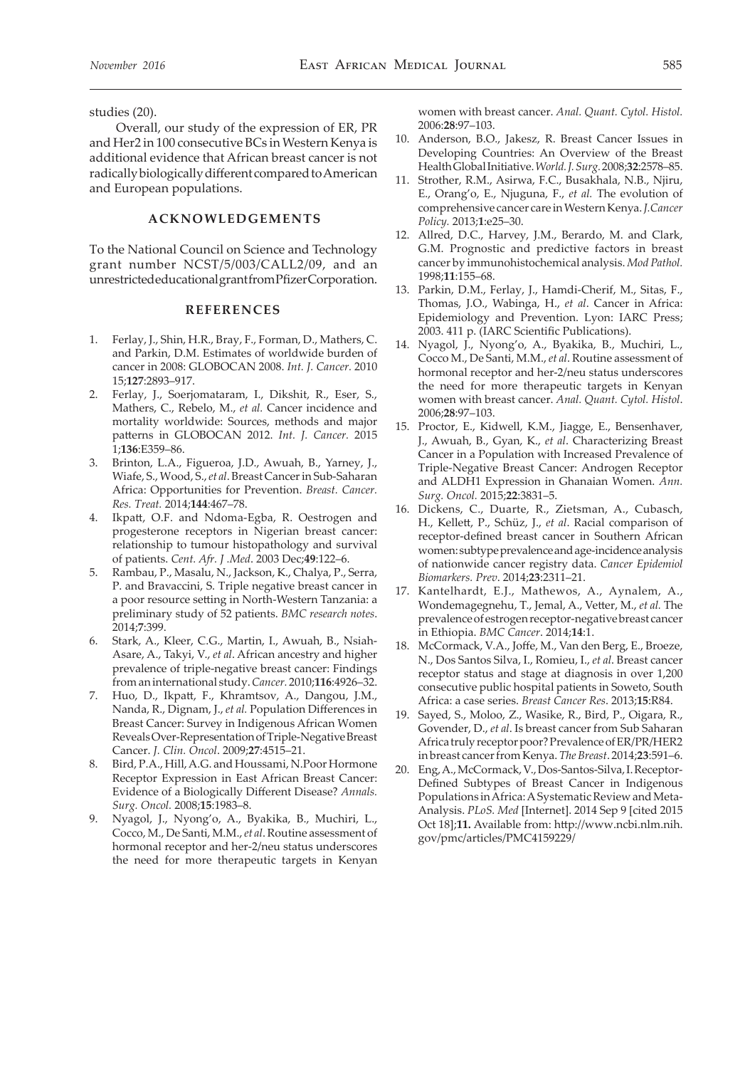studies (20).

Overall, our study of the expression of ER, PR and Her2 in 100 consecutive BCs in Western Kenya is additional evidence that African breast cancer is not radically biologically different compared to American and European populations.

## ACKNOWLEDGEMENTS

To the National Council on Science and Technology grant number NCST/5/003/CALL2/09, and an unrestricted educational grant from Pfizer Corporation.

## REFERENCES

1. Ferlay, J., Shin, H.R., Bray, F., Forman, D., Mathers, C. and Parkin, D.M. Estimates of worldwide burden of cancer in 2008: GLOBOCAN 2008. *Int. J. Cancer.* 2010 15;**127**:2893–917.
2. Ferlay, J., Soerjomataram, I., Dikshit, R., Eser, S., Mathers, C., Rebelo, M., *et al.* Cancer incidence and mortality worldwide: Sources, methods and major patterns in GLOBOCAN 2012. *Int. J. Cancer.* 2015 1;**136**:E359–86.
3. Brinton, L.A., Figueroa, J.D., Awuah, B., Yarney, J., Wiafe, S., Wood, S., *et al*. Breast Cancer in Sub-Saharan Africa: Opportunities for Prevention. *Breast. Cancer. Res. Treat.* 2014;**144**:467–78.
4. Ikpatt, O.F. and Ndoma-Egba, R. Oestrogen and progesterone receptors in Nigerian breast cancer: relationship to tumour histopathology and survival of patients. *Cent. Afr. J .Med*. 2003 Dec;**49**:122–6.
5. Rambau, P., Masalu, N., Jackson, K., Chalya, P., Serra, P. and Bravaccini, S. Triple negative breast cancer in a poor resource setting in North-Western Tanzania: a preliminary study of 52 patients. *BMC research notes*. 2014;**7**:399.
6. Stark, A., Kleer, C.G., Martin, I., Awuah, B., Nsiah-Asare, A., Takyi, V., *et al*. African ancestry and higher prevalence of triple-negative breast cancer: Findings from an international study. *Cancer.* 2010;**116**:4926–32.
7. Huo, D., Ikpatt, F., Khramtsov, A., Dangou, J.M., Nanda, R., Dignam, J., *et al.* Population Differences in Breast Cancer: Survey in Indigenous African Women Reveals Over-Representation of Triple-Negative Breast Cancer. *J. Clin. Oncol*. 2009;**27**:4515–21.
8. Bird, P.A., Hill, A.G. and Houssami, N.Poor Hormone Receptor Expression in East African Breast Cancer: Evidence of a Biologically Different Disease? *Annals. Surg. Oncol.* 2008;**15**:1983–8.
9. Nyagol, J., Nyong'o, A., Byakika, B., Muchiri, L., Cocco, M., De Santi, M.M., *et al*. Routine assessment of hormonal receptor and her-2/neu status underscores the need for more therapeutic targets in Kenyan women with breast cancer. *Anal. Quant. Cytol. Histol.* 2006:**28**:97–103.
10. Anderson, B.O., Jakesz, R. Breast Cancer Issues in Developing Countries: An Overview of the Breast Health Global Initiative. *World. J. Surg.* 2008;**32**:2578–85.
11. Strother, R.M., Asirwa, F.C., Busakhala, N.B., Njiru, E., Orang'o, E., Njuguna, F., *et al.* The evolution of comprehensive cancer care in Western Kenya. *J.Cancer Policy.* 2013;**1**:e25–30.
12. Allred, D.C., Harvey, J.M., Berardo, M. and Clark, G.M. Prognostic and predictive factors in breast cancer by immunohistochemical analysis. *Mod Pathol.* 1998;**11**:155–68.
13. Parkin, D.M., Ferlay, J., Hamdi-Cherif, M., Sitas, F., Thomas, J.O., Wabinga, H., *et al*. Cancer in Africa: Epidemiology and Prevention. Lyon: IARC Press; 2003. 411 p. (IARC Scientific Publications).
14. Nyagol, J., Nyong'o, A., Byakika, B., Muchiri, L., Cocco M., De Santi, M.M., *et al*. Routine assessment of hormonal receptor and her-2/neu status underscores the need for more therapeutic targets in Kenyan women with breast cancer. *Anal. Quant. Cytol. Histol*. 2006;**28**:97–103.
15. Proctor, E., Kidwell, K.M., Jiagge, E., Bensenhaver, J., Awuah, B., Gyan, K., *et al*. Characterizing Breast Cancer in a Population with Increased Prevalence of Triple-Negative Breast Cancer: Androgen Receptor and ALDH1 Expression in Ghanaian Women. *Ann. Surg. Oncol.* 2015;**22**:3831–5.
16. Dickens, C., Duarte, R., Zietsman, A., Cubasch, H., Kellett, P., Schüz, J., *et al*. Racial comparison of receptor-defined breast cancer in Southern African women: subtype prevalence and age-incidence analysis of nationwide cancer registry data. *Cancer Epidemiol Biomarkers. Prev*. 2014;**23**:2311–21.
17. Kantelhardt, E.J., Mathewos, A., Aynalem, A., Wondemagegnehu, T., Jemal, A., Vetter, M., *et al.* The prevalence of estrogen receptor-negative breast cancer in Ethiopia. *BMC Cancer*. 2014;**14**:1.
18. McCormack, V.A., Joffe, M., Van den Berg, E., Broeze, N., Dos Santos Silva, I., Romieu, I., *et al*. Breast cancer receptor status and stage at diagnosis in over 1,200 consecutive public hospital patients in Soweto, South Africa: a case series. *Breast Cancer Res*. 2013;**15**:R84.
19. Sayed, S., Moloo, Z., Wasike, R., Bird, P., Oigara, R., Govender, D., *et al*. Is breast cancer from Sub Saharan Africa truly receptor poor? Prevalence of ER/PR/HER2 in breast cancer from Kenya. *The Breast*. 2014;**23**:591–6.
20. Eng, A., McCormack, V., Dos-Santos-Silva, I. Receptor-Defined Subtypes of Breast Cancer in Indigenous Populations in Africa: A Systematic Review and Meta-Analysis. *PLoS. Med* [Internet]. 2014 Sep 9 [cited 2015 Oct 18];**11.** Available from: http://www.ncbi.nlm.nih.gov/pmc/articles/PMC4159229/